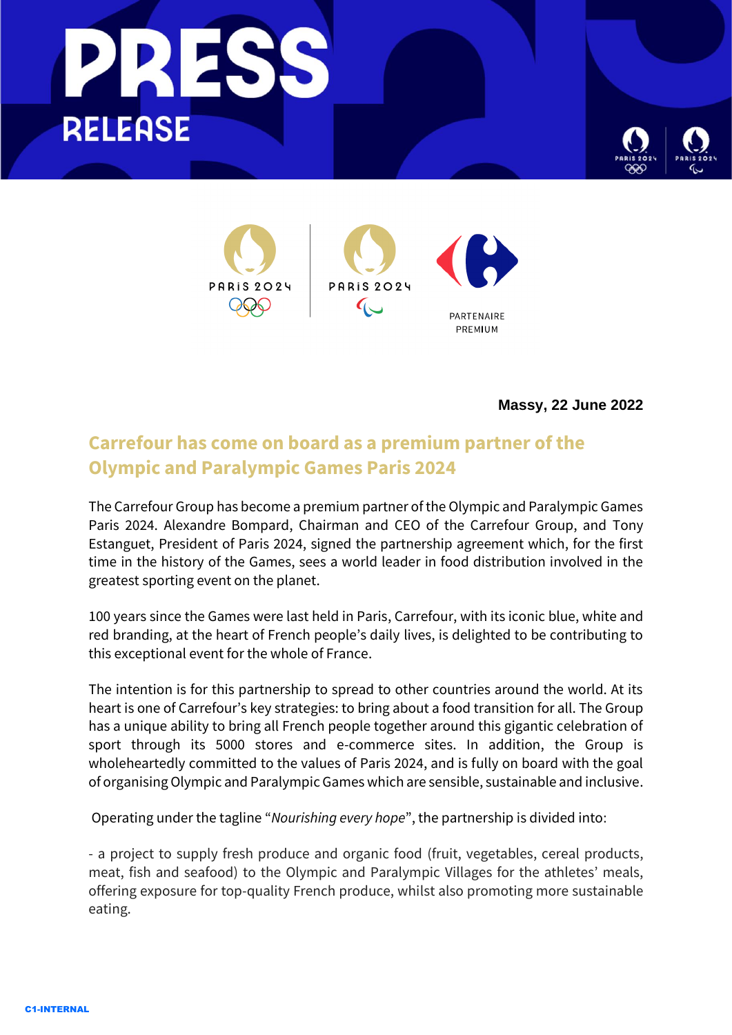# PRESS RELEASE

PARTENAIRE PREMIUM

**Massy, 22 June 2022**

## Carrefour has come on board as a premium partner of the Olympic and Paralympic Games Paris 2024

The Carrefour Group has become a premium partner of the Olympic and Paralympic Games Paris 2024. Alexandre Bompard, Chairman and CEO of the Carrefour Group, and Tony Estanguet, President of Paris 2024, signed the partnership agreement which, for the first time in the history of the Games, sees a world leader in food distribution involved in the greatest sporting event on the planet.

100 years since the Games were last held in Paris, Carrefour, with its iconic blue, white and red branding, at the heart of French people's daily lives, is delighted to be contributing to this exceptional event for the whole of France.

The intention is for this partnership to spread to other countries around the world. At its heart is one of Carrefour's key strategies: to bring about a food transition for all. The Group has a unique ability to bring all French people together around this gigantic celebration of sport through its 5000 stores and e-commerce sites. In addition, the Group is wholeheartedly committed to the values of Paris 2024, and is fully on board with the goal of organising Olympic and Paralympic Games which are sensible, sustainable and inclusive.

Operating under the tagline "*Nourishing every hope*", the partnership is divided into:

- a project to supply fresh produce and organic food (fruit, vegetables, cereal products, meat, fish and seafood) to the Olympic and Paralympic Villages for the athletes' meals, offering exposure for top-quality French produce, whilst also promoting more sustainable eating.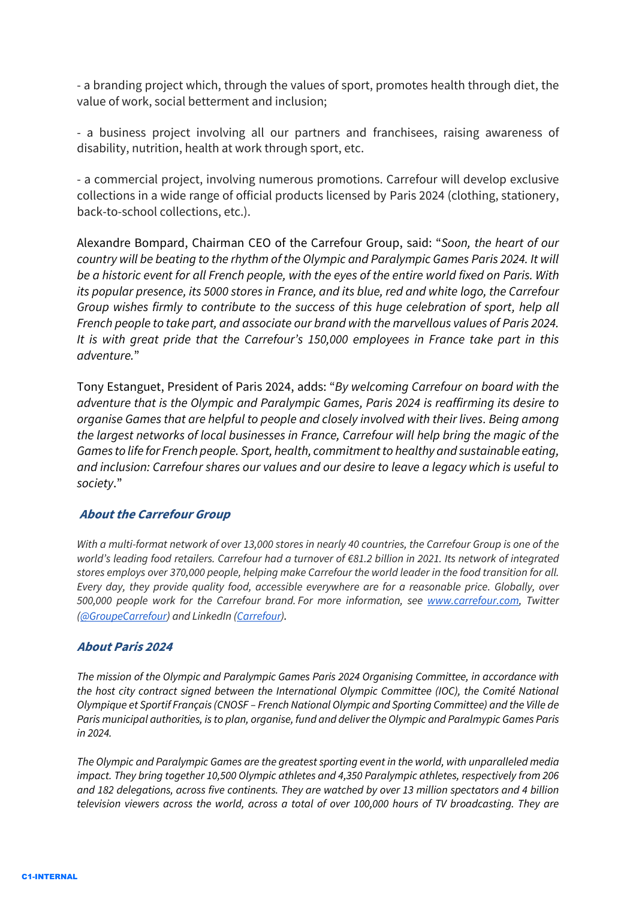- a branding project which, through the values of sport, promotes health through diet, the value of work, social betterment and inclusion;

- a business project involving all our partners and franchisees, raising awareness of disability, nutrition, health at work through sport, etc.

- a commercial project, involving numerous promotions. Carrefour will develop exclusive collections in a wide range of official products licensed by Paris 2024 (clothing, stationery, back-to-school collections, etc.).

Alexandre Bompard, Chairman CEO of the Carrefour Group, said: "*Soon, the heart of our country will be beating to the rhythm of the Olympic and Paralympic Games Paris 2024. It will be a historic event for all French people, with the eyes of the entire world fixed on Paris. With its popular presence, its 5000 stores in France, and its blue, red and white logo, the Carrefour Group wishes firmly to contribute to the success of this huge celebration of sport, help all French people to take part, and associate our brand with the marvellous values of Paris 2024. It is with great pride that the Carrefour's 150,000 employees in France take part in this adventure.*"

Tony Estanguet, President of Paris 2024, adds: "*By welcoming Carrefour on board with the adventure that is the Olympic and Paralympic Games, Paris 2024 is reaffirming its desire to organise Games that are helpful to people and closely involved with their lives. Being among the largest networks of local businesses in France, Carrefour will help bring the magic of the Games to life for French people. Sport, health, commitment to healthy and sustainable eating, and inclusion: Carrefour shares our values and our desire to leave a legacy which is useful to society*."

## About the Carrefour Group

*With a multi-format network of over 13,000 stores in nearly 40 countries, the Carrefour Group is one of the world's leading food retailers. Carrefour had a turnover of €81.2 billion in 2021. Its network of integrated stores employs over 370,000 people, helping make Carrefour the world leader in the food transition for all. Every day, they provide quality food, accessible everywhere are for a reasonable price. Globally, over 500,000 people work for the Carrefour brand. For more information, see [www.carrefour.com](www.carrefour.com), Twitter ([@GroupeCarrefour](@GroupeCarrefour)) and LinkedIn ([Carrefour](Carrefour)).*

## About Paris 2024

*The mission of the Olympic and Paralympic Games Paris 2024 Organising Committee, in accordance with the host city contract signed between the International Olympic Committee (IOC), the Comité National Olympique et Sportif Français (CNOSF – French National Olympic and Sporting Committee) and the Ville de Paris municipal authorities, is to plan, organise, fund and deliver the Olympic and Paralmypic Games Paris in 2024.*

*The Olympic and Paralympic Games are the greatest sporting event in the world, with unparalleled media impact. They bring together 10,500 Olympic athletes and 4,350 Paralympic athletes, respectively from 206 and 182 delegations, across five continents. They are watched by over 13 million spectators and 4 billion television viewers across the world, across a total of over 100,000 hours of TV broadcasting. They are*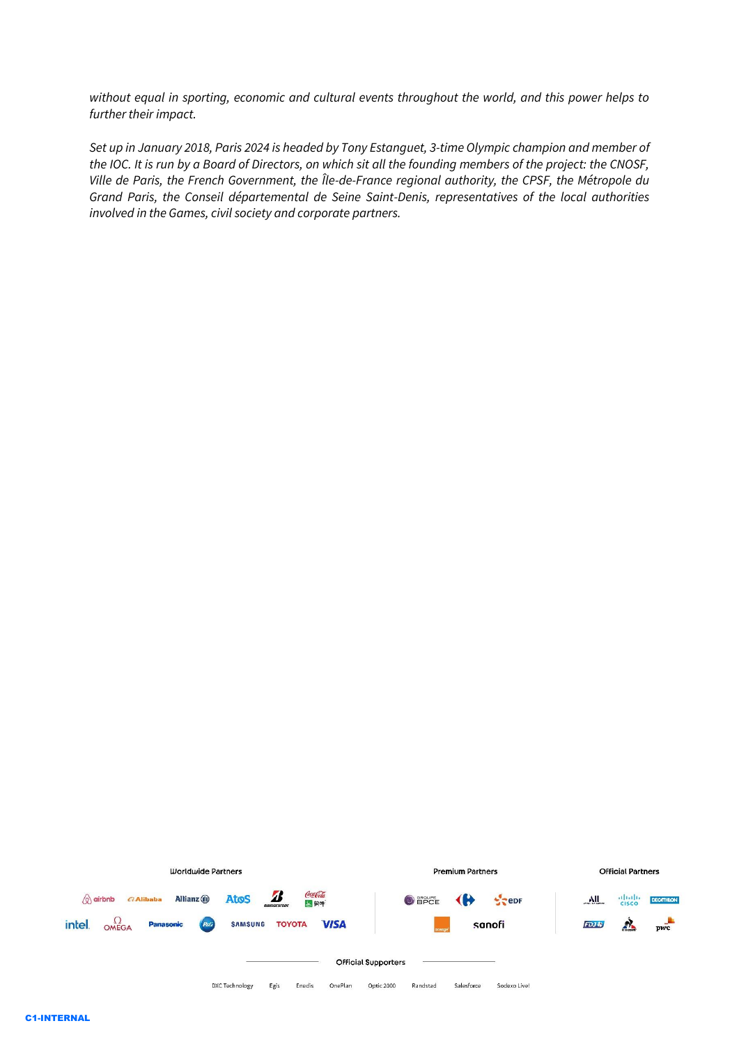*without equal in sporting, economic and cultural events throughout the world, and this power helps to further their impact.*

*Set up in January 2018, Paris 2024 is headed by Tony Estanguet, 3-time Olympic champion and member of the IOC. It is run by a Board of Directors, on which sit all the founding members of the project: the CNOSF, Ville de Paris, the French Government, the Île-de-France regional authority, the CPSF, the Métropole du Grand Paris, the Conseil départemental de Seine Saint-Denis, representatives of the local authorities involved in the Games, civil society and corporate partners.*

Worldwide Partners

airbnb, Alibaba, Allianz, AtoS, Bridgestone, Coca-Cola, intel, OMEGA, Panasonic, P&G, SAMSUNG, TOYOTA, VISA

Premium Partners

Groupe BPCE, EDF, orange, sanofi

Official Partners

ALL, CISCO, DECATHLON, FDJ, pwc

Official Supporters

DXC Technology, Egis, Enedis, OnePlan, Optic 2000, Randstad, Salesforce, Sodexo Live!

C1-INTERNAL